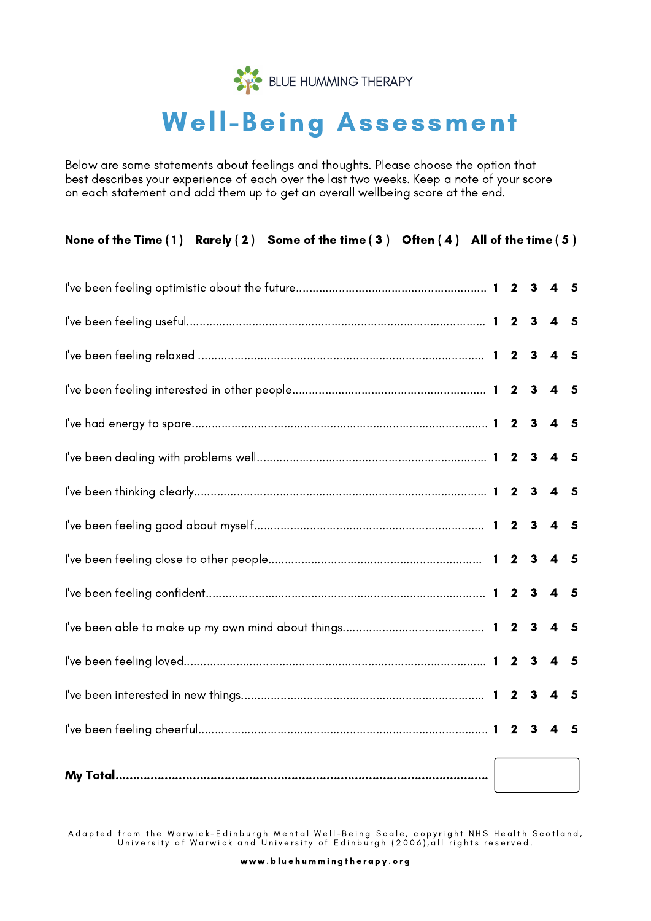BLUE HUMMING THERAPY

# Well-Being Assessment

Below are some statements about feelings and thoughts. Please choose the option that best describes your experience of each over the last two weeks. Keep a note of your score on each statement and add them up to get an overall wellbeing score at the end.

**None of the Time ( 1 )   Rarely ( 2 )   Some of the time ( 3 )   Often ( 4 )   All of the time ( 5 )**

| Statement | | | | | |
|---|---|---|---|---|---|
| I've been feeling optimistic about the future | **1** | **2** | **3** | **4** | **5** |
| I've been feeling useful | **1** | **2** | **3** | **4** | **5** |
| I've been feeling relaxed | **1** | **2** | **3** | **4** | **5** |
| I've been feeling interested in other people | **1** | **2** | **3** | **4** | **5** |
| I've had energy to spare | **1** | **2** | **3** | **4** | **5** |
| I've been dealing with problems well | **1** | **2** | **3** | **4** | **5** |
| I've been thinking clearly | **1** | **2** | **3** | **4** | **5** |
| I've been feeling good about myself | **1** | **2** | **3** | **4** | **5** |
| I've been feeling close to other people | **1** | **2** | **3** | **4** | **5** |
| I've been feeling confident | **1** | **2** | **3** | **4** | **5** |
| I've been able to make up my own mind about things | **1** | **2** | **3** | **4** | **5** |
| I've been feeling loved | **1** | **2** | **3** | **4** | **5** |
| I've been interested in new things | **1** | **2** | **3** | **4** | **5** |
| I've been feeling cheerful | **1** | **2** | **3** | **4** | **5** |

**My Total**............................................................................................ [ ]

Adapted from the Warwick-Edinburgh Mental Well-Being Scale, copyright NHS Health Scotland, University of Warwick and University of Edinburgh (2006),all rights reserved.

**www.bluehummingtherapy.org**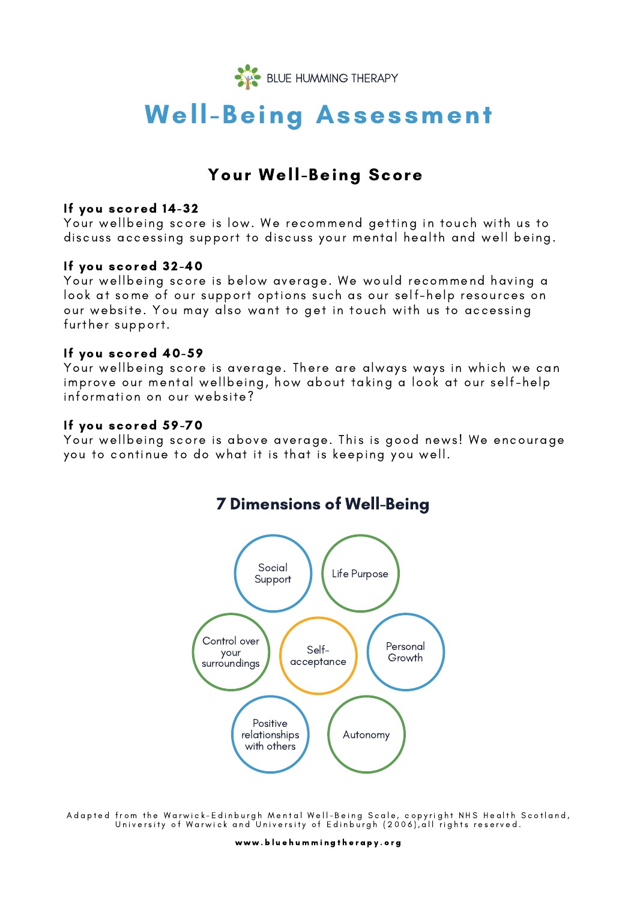BLUE HUMMING THERAPY

# Well-Being Assessment

## Your Well-Being Score

**If you scored 14-32**
Your wellbeing score is low. We recommend getting in touch with us to discuss accessing support to discuss your mental health and well being.

**If you scored 32-40**
Your wellbeing score is below average. We would recommend having a look at some of our support options such as our self-help resources on our website. You may also want to get in touch with us to accessing further support.

**If you scored 40-59**
Your wellbeing score is average. There are always ways in which we can improve our mental wellbeing, how about taking a look at our self-help information on our website?

**If you scored 59-70**
Your wellbeing score is above average. This is good news! We encourage you to continue to do what it is that is keeping you well.

## 7 Dimensions of Well-Being

Social Support

Life Purpose

Control over your surroundings

Self-acceptance

Personal Growth

Positive relationships with others

Autonomy

Adapted from the Warwick-Edinburgh Mental Well-Being Scale, copyright NHS Health Scotland, University of Warwick and University of Edinburgh (2006),all rights reserved.

**www.bluehummingtherapy.org**